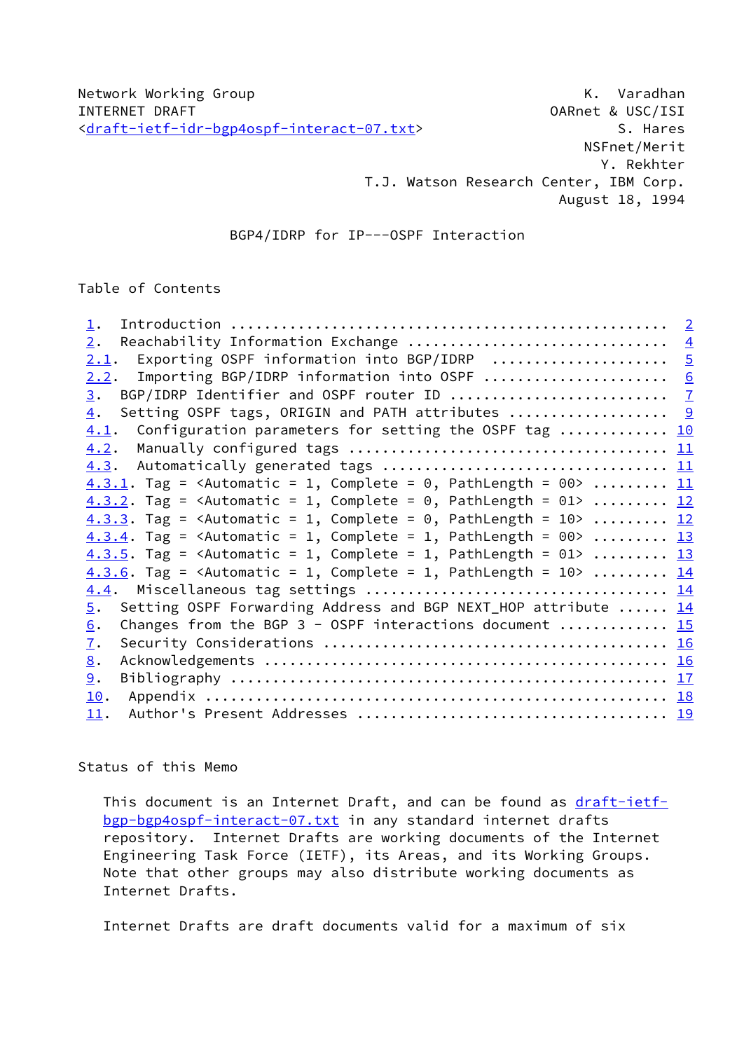Network Working Group K. Varadhan
INTERNET DRAFT OARnet & USC/ISI
<draft-ietf-idr-bgp4ospf-interact-07.txt> S. Hares
NSFnet/Merit
Y. Rekhter
T.J. Watson Research Center, IBM Corp.
August 18, 1994

# BGP4/IDRP for IP---OSPF Interaction

## Table of Contents

1. Introduction .................................................. 2
2. Reachability Information Exchange .............................. 4
2.1. Exporting OSPF information into BGP/IDRP ..................... 5
2.2. Importing BGP/IDRP information into OSPF ..................... 6
3. BGP/IDRP Identifier and OSPF router ID ......................... 7
4. Setting OSPF tags, ORIGIN and PATH attributes .................. 9
4.1. Configuration parameters for setting the OSPF tag ............ 10
4.2. Manually configured tags ..................................... 11
4.3. Automatically generated tags ................................. 11
4.3.1. Tag = <Automatic = 1, Complete = 0, PathLength = 00> ......... 11
4.3.2. Tag = <Automatic = 1, Complete = 0, PathLength = 01> ......... 12
4.3.3. Tag = <Automatic = 1, Complete = 0, PathLength = 10> ......... 12
4.3.4. Tag = <Automatic = 1, Complete = 1, PathLength = 00> ......... 13
4.3.5. Tag = <Automatic = 1, Complete = 1, PathLength = 01> ......... 13
4.3.6. Tag = <Automatic = 1, Complete = 1, PathLength = 10> ......... 14
4.4. Miscellaneous tag settings ................................... 14
5. Setting OSPF Forwarding Address and BGP NEXT_HOP attribute ...... 14
6. Changes from the BGP 3 - OSPF interactions document ............ 15
7. Security Considerations ........................................ 16
8. Acknowledgements ............................................... 16
9. Bibliography ................................................... 17
10. Appendix ...................................................... 18
11. Author's Present Addresses .................................... 19

## Status of this Memo

This document is an Internet Draft, and can be found as draft-ietf-bgp-bgp4ospf-interact-07.txt in any standard internet drafts repository. Internet Drafts are working documents of the Internet Engineering Task Force (IETF), its Areas, and its Working Groups. Note that other groups may also distribute working documents as Internet Drafts.

Internet Drafts are draft documents valid for a maximum of six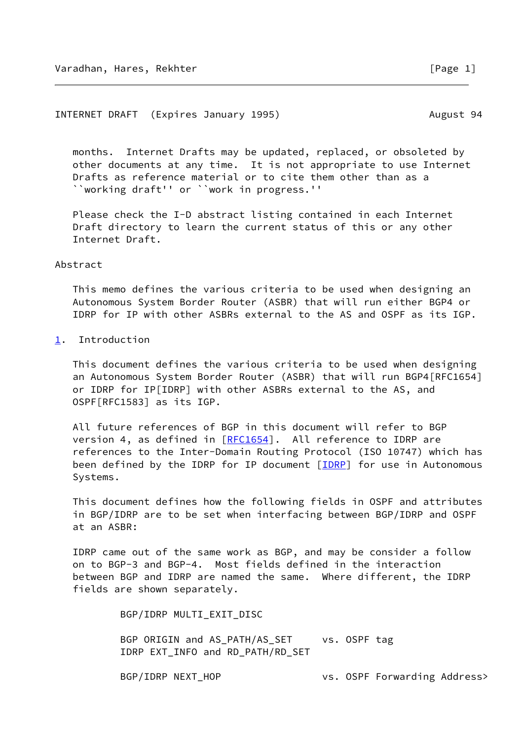months. Internet Drafts may be updated, replaced, or obsoleted by other documents at any time. It is not appropriate to use Internet Drafts as reference material or to cite them other than as a ``working draft'' or ``work in progress.''

Please check the I-D abstract listing contained in each Internet Draft directory to learn the current status of this or any other Internet Draft.

Abstract

This memo defines the various criteria to be used when designing an Autonomous System Border Router (ASBR) that will run either BGP4 or IDRP for IP with other ASBRs external to the AS and OSPF as its IGP.

## 1. Introduction

This document defines the various criteria to be used when designing an Autonomous System Border Router (ASBR) that will run BGP4[RFC1654] or IDRP for IP[IDRP] with other ASBRs external to the AS, and OSPF[RFC1583] as its IGP.

All future references of BGP in this document will refer to BGP version 4, as defined in [RFC1654]. All reference to IDRP are references to the Inter-Domain Routing Protocol (ISO 10747) which has been defined by the IDRP for IP document [IDRP] for use in Autonomous Systems.

This document defines how the following fields in OSPF and attributes in BGP/IDRP are to be set when interfacing between BGP/IDRP and OSPF at an ASBR:

IDRP came out of the same work as BGP, and may be consider a follow on to BGP-3 and BGP-4. Most fields defined in the interaction between BGP and IDRP are named the same. Where different, the IDRP fields are shown separately.

```
        BGP/IDRP MULTI_EXIT_DISC

        BGP ORIGIN and AS_PATH/AS_SET     vs. OSPF tag
        IDRP EXT_INFO and RD_PATH/RD_SET

        BGP/IDRP NEXT_HOP                 vs. OSPF Forwarding Address>
```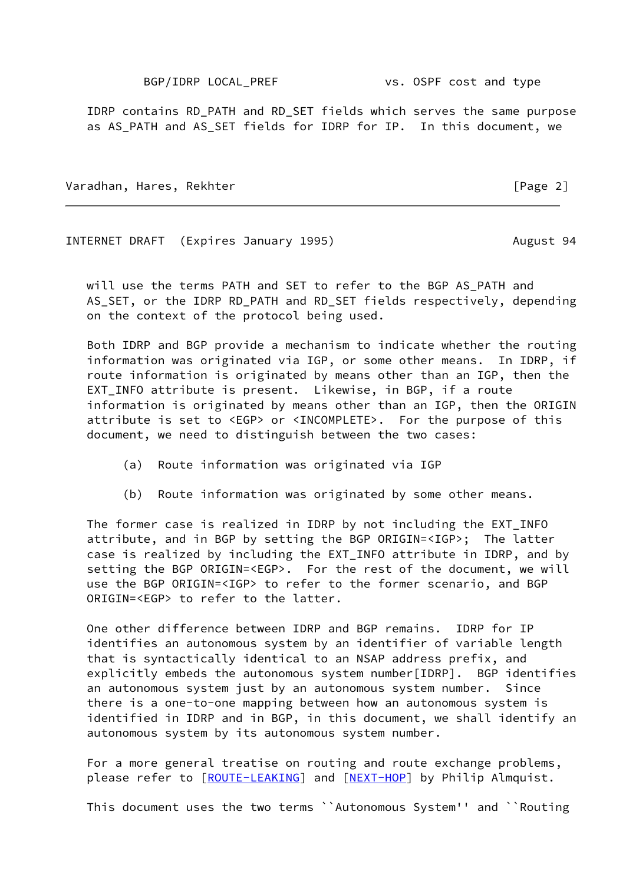BGP/IDRP LOCAL_PREF            vs. OSPF cost and type

IDRP contains RD_PATH and RD_SET fields which serves the same purpose as AS_PATH and AS_SET fields for IDRP for IP.  In this document, we will use the terms PATH and SET to refer to the BGP AS_PATH and AS_SET, or the IDRP RD_PATH and RD_SET fields respectively, depending on the context of the protocol being used.

Both IDRP and BGP provide a mechanism to indicate whether the routing information was originated via IGP, or some other means.  In IDRP, if route information is originated by means other than an IGP, then the EXT_INFO attribute is present.  Likewise, in BGP, if a route information is originated by means other than an IGP, then the ORIGIN attribute is set to <EGP> or <INCOMPLETE>.  For the purpose of this document, we need to distinguish between the two cases:

(a)  Route information was originated via IGP

(b)  Route information was originated by some other means.

The former case is realized in IDRP by not including the EXT_INFO attribute, and in BGP by setting the BGP ORIGIN=<IGP>;  The latter case is realized by including the EXT_INFO attribute in IDRP, and by setting the BGP ORIGIN=<EGP>.  For the rest of the document, we will use the BGP ORIGIN=<IGP> to refer to the former scenario, and BGP ORIGIN=<EGP> to refer to the latter.

One other difference between IDRP and BGP remains.  IDRP for IP identifies an autonomous system by an identifier of variable length that is syntactically identical to an NSAP address prefix, and explicitly embeds the autonomous system number[IDRP].  BGP identifies an autonomous system just by an autonomous system number.  Since there is a one-to-one mapping between how an autonomous system is identified in IDRP and in BGP, in this document, we shall identify an autonomous system by its autonomous system number.

For a more general treatise on routing and route exchange problems, please refer to [ROUTE-LEAKING] and [NEXT-HOP] by Philip Almquist.

This document uses the two terms ``Autonomous System'' and ``Routing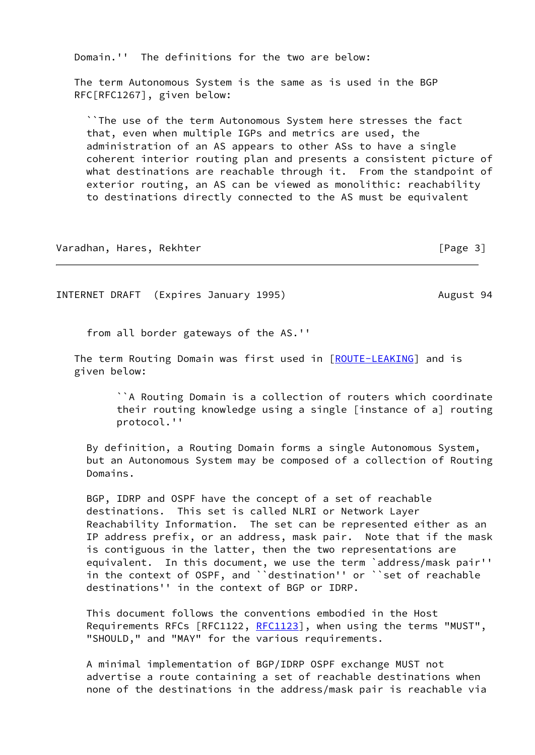Domain.'' The definitions for the two are below:

The term Autonomous System is the same as is used in the BGP RFC[RFC1267], given below:

> ``The use of the term Autonomous System here stresses the fact that, even when multiple IGPs and metrics are used, the administration of an AS appears to other ASs to have a single coherent interior routing plan and presents a consistent picture of what destinations are reachable through it. From the standpoint of exterior routing, an AS can be viewed as monolithic: reachability to destinations directly connected to the AS must be equivalent from all border gateways of the AS.''

The term Routing Domain was first used in [ROUTE-LEAKING] and is given below:

> ``A Routing Domain is a collection of routers which coordinate their routing knowledge using a single [instance of a] routing protocol.''

By definition, a Routing Domain forms a single Autonomous System, but an Autonomous System may be composed of a collection of Routing Domains.

BGP, IDRP and OSPF have the concept of a set of reachable destinations. This set is called NLRI or Network Layer Reachability Information. The set can be represented either as an IP address prefix, or an address, mask pair. Note that if the mask is contiguous in the latter, then the two representations are equivalent. In this document, we use the term `address/mask pair'' in the context of OSPF, and ``destination'' or ``set of reachable destinations'' in the context of BGP or IDRP.

This document follows the conventions embodied in the Host Requirements RFCs [RFC1122, RFC1123], when using the terms "MUST", "SHOULD," and "MAY" for the various requirements.

A minimal implementation of BGP/IDRP OSPF exchange MUST not advertise a route containing a set of reachable destinations when none of the destinations in the address/mask pair is reachable via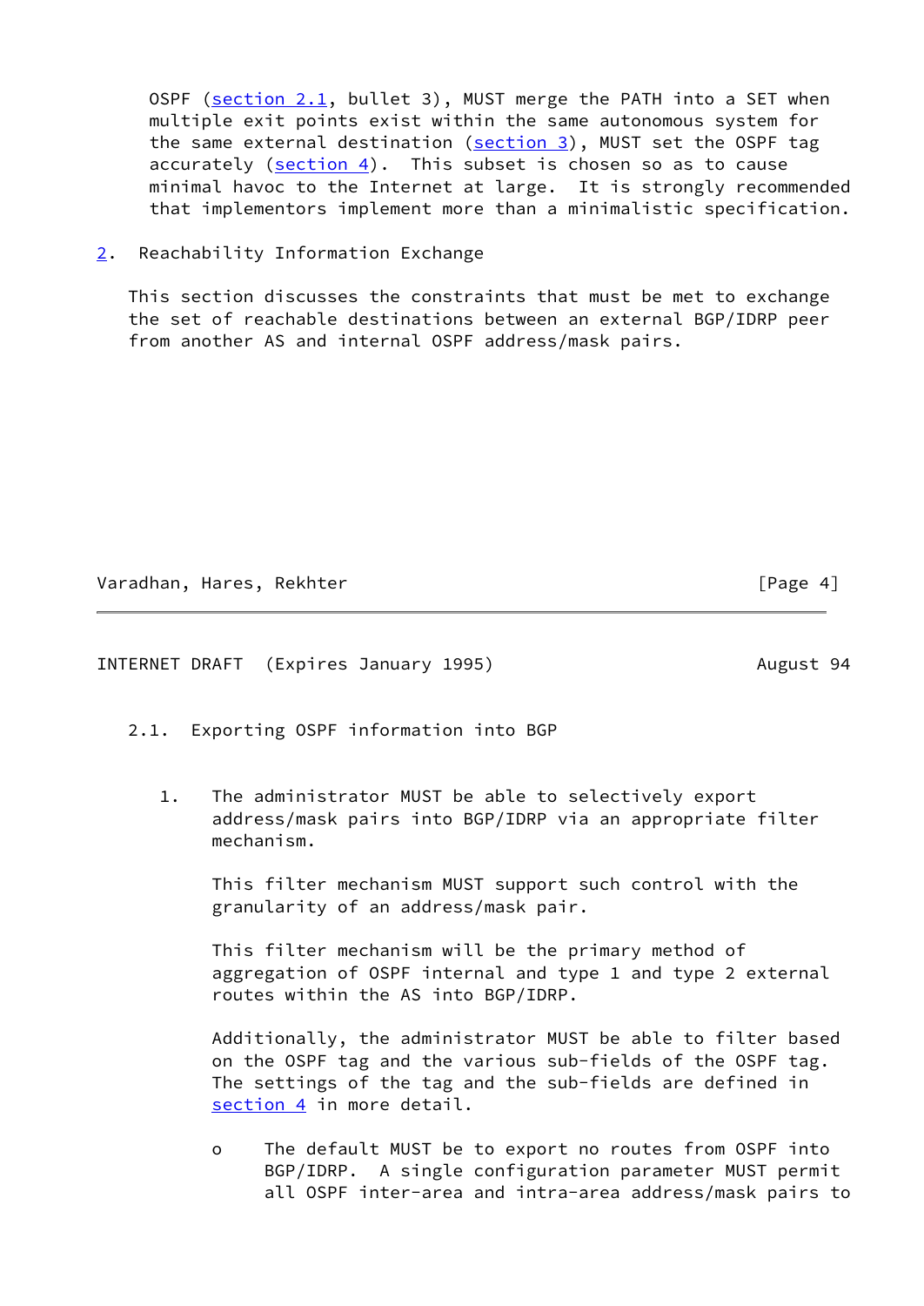OSPF (section 2.1, bullet 3), MUST merge the PATH into a SET when multiple exit points exist within the same autonomous system for the same external destination (section 3), MUST set the OSPF tag accurately (section 4). This subset is chosen so as to cause minimal havoc to the Internet at large. It is strongly recommended that implementors implement more than a minimalistic specification.

## 2. Reachability Information Exchange

This section discusses the constraints that must be met to exchange the set of reachable destinations between an external BGP/IDRP peer from another AS and internal OSPF address/mask pairs.

### 2.1. Exporting OSPF information into BGP

1. The administrator MUST be able to selectively export address/mask pairs into BGP/IDRP via an appropriate filter mechanism.

   This filter mechanism MUST support such control with the granularity of an address/mask pair.

   This filter mechanism will be the primary method of aggregation of OSPF internal and type 1 and type 2 external routes within the AS into BGP/IDRP.

   Additionally, the administrator MUST be able to filter based on the OSPF tag and the various sub-fields of the OSPF tag. The settings of the tag and the sub-fields are defined in section 4 in more detail.

   - The default MUST be to export no routes from OSPF into BGP/IDRP. A single configuration parameter MUST permit all OSPF inter-area and intra-area address/mask pairs to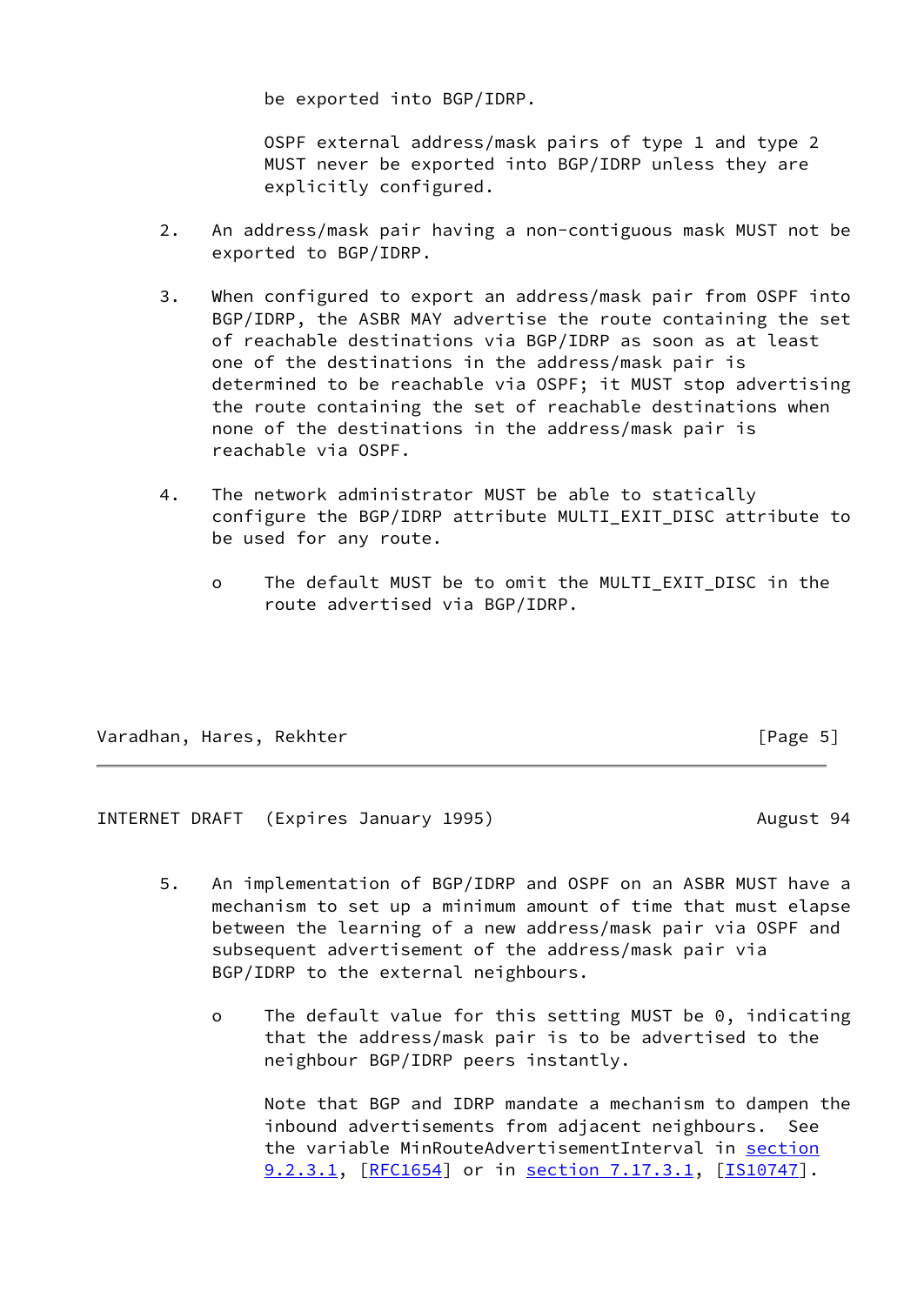be exported into BGP/IDRP.

OSPF external address/mask pairs of type 1 and type 2 MUST never be exported into BGP/IDRP unless they are explicitly configured.

2. An address/mask pair having a non-contiguous mask MUST not be exported to BGP/IDRP.

3. When configured to export an address/mask pair from OSPF into BGP/IDRP, the ASBR MAY advertise the route containing the set of reachable destinations via BGP/IDRP as soon as at least one of the destinations in the address/mask pair is determined to be reachable via OSPF; it MUST stop advertising the route containing the set of reachable destinations when none of the destinations in the address/mask pair is reachable via OSPF.

4. The network administrator MUST be able to statically configure the BGP/IDRP attribute MULTI_EXIT_DISC attribute to be used for any route.

   - The default MUST be to omit the MULTI_EXIT_DISC in the route advertised via BGP/IDRP.

5. An implementation of BGP/IDRP and OSPF on an ASBR MUST have a mechanism to set up a minimum amount of time that must elapse between the learning of a new address/mask pair via OSPF and subsequent advertisement of the address/mask pair via BGP/IDRP to the external neighbours.

   - The default value for this setting MUST be 0, indicating that the address/mask pair is to be advertised to the neighbour BGP/IDRP peers instantly.

     Note that BGP and IDRP mandate a mechanism to dampen the inbound advertisements from adjacent neighbours. See the variable MinRouteAdvertisementInterval in section 9.2.3.1, [RFC1654] or in section 7.17.3.1, [IS10747].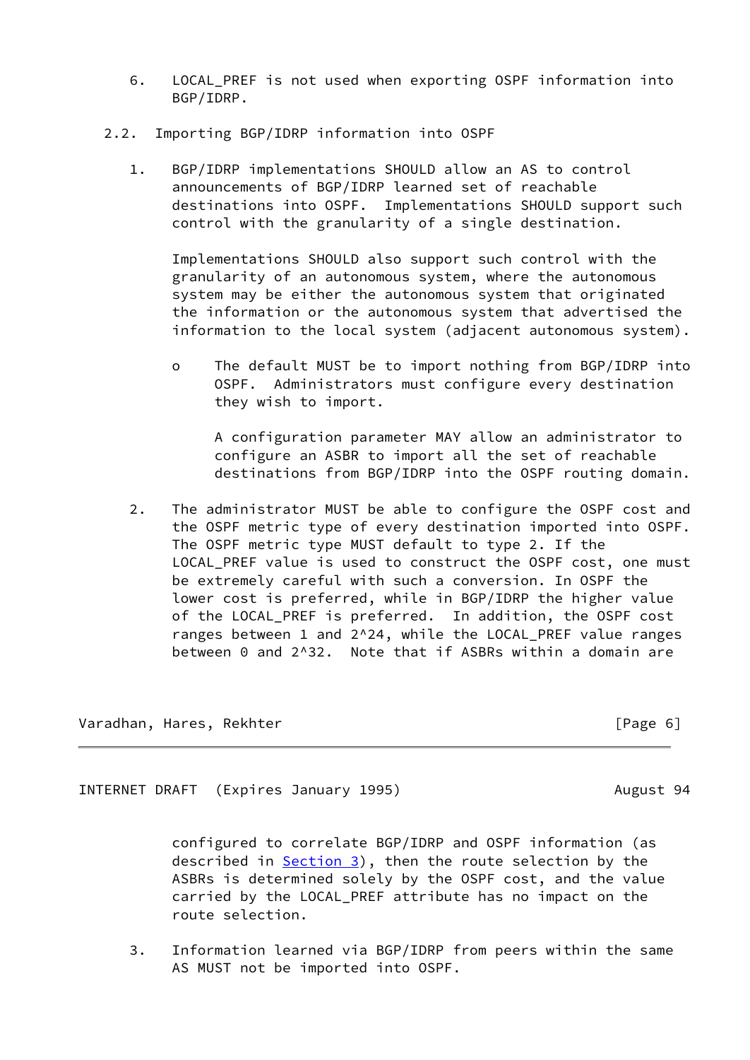6. LOCAL_PREF is not used when exporting OSPF information into BGP/IDRP.

## 2.2. Importing BGP/IDRP information into OSPF

1. BGP/IDRP implementations SHOULD allow an AS to control announcements of BGP/IDRP learned set of reachable destinations into OSPF. Implementations SHOULD support such control with the granularity of a single destination.

   Implementations SHOULD also support such control with the granularity of an autonomous system, where the autonomous system may be either the autonomous system that originated the information or the autonomous system that advertised the information to the local system (adjacent autonomous system).

   - The default MUST be to import nothing from BGP/IDRP into OSPF. Administrators must configure every destination they wish to import.

     A configuration parameter MAY allow an administrator to configure an ASBR to import all the set of reachable destinations from BGP/IDRP into the OSPF routing domain.

2. The administrator MUST be able to configure the OSPF cost and the OSPF metric type of every destination imported into OSPF. The OSPF metric type MUST default to type 2. If the LOCAL_PREF value is used to construct the OSPF cost, one must be extremely careful with such a conversion. In OSPF the lower cost is preferred, while in BGP/IDRP the higher value of the LOCAL_PREF is preferred. In addition, the OSPF cost ranges between 1 and $2^{24}$, while the LOCAL_PREF value ranges between 0 and $2^{32}$. Note that if ASBRs within a domain are configured to correlate BGP/IDRP and OSPF information (as described in Section 3), then the route selection by the ASBRs is determined solely by the OSPF cost, and the value carried by the LOCAL_PREF attribute has no impact on the route selection.

3. Information learned via BGP/IDRP from peers within the same AS MUST not be imported into OSPF.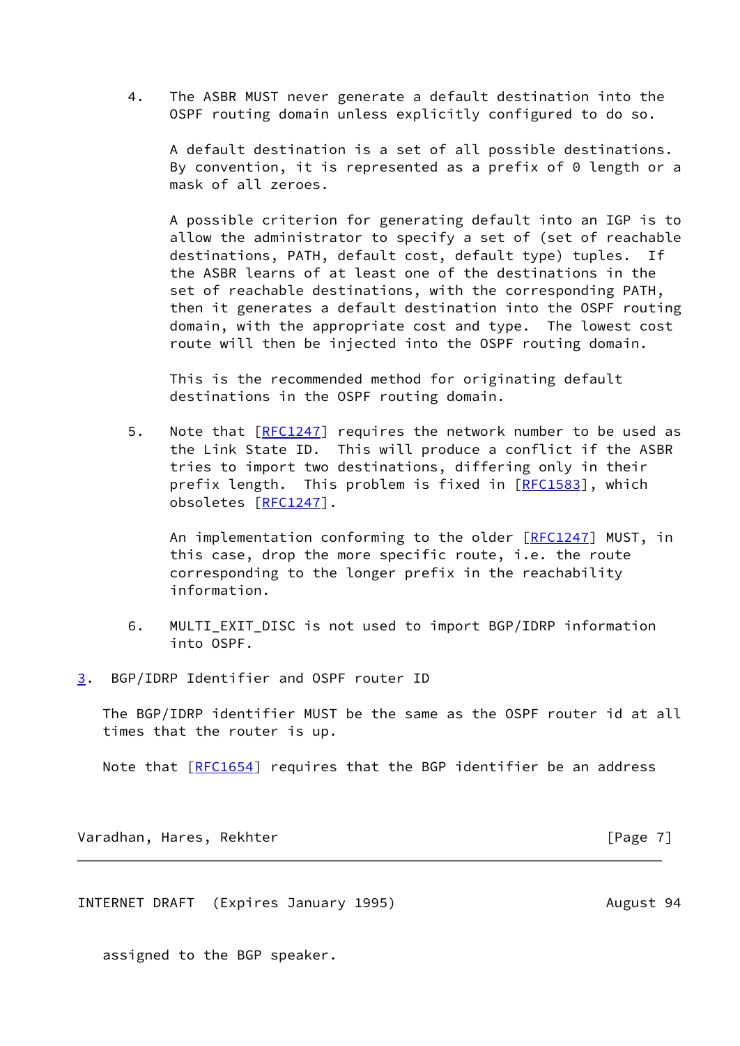4. The ASBR MUST never generate a default destination into the OSPF routing domain unless explicitly configured to do so.

   A default destination is a set of all possible destinations. By convention, it is represented as a prefix of 0 length or a mask of all zeroes.

   A possible criterion for generating default into an IGP is to allow the administrator to specify a set of (set of reachable destinations, PATH, default cost, default type) tuples. If the ASBR learns of at least one of the destinations in the set of reachable destinations, with the corresponding PATH, then it generates a default destination into the OSPF routing domain, with the appropriate cost and type. The lowest cost route will then be injected into the OSPF routing domain.

   This is the recommended method for originating default destinations in the OSPF routing domain.

5. Note that [RFC1247] requires the network number to be used as the Link State ID. This will produce a conflict if the ASBR tries to import two destinations, differing only in their prefix length. This problem is fixed in [RFC1583], which obsoletes [RFC1247].

   An implementation conforming to the older [RFC1247] MUST, in this case, drop the more specific route, i.e. the route corresponding to the longer prefix in the reachability information.

6. MULTI_EXIT_DISC is not used to import BGP/IDRP information into OSPF.

## 3. BGP/IDRP Identifier and OSPF router ID

The BGP/IDRP identifier MUST be the same as the OSPF router id at all times that the router is up.

Note that [RFC1654] requires that the BGP identifier be an address assigned to the BGP speaker.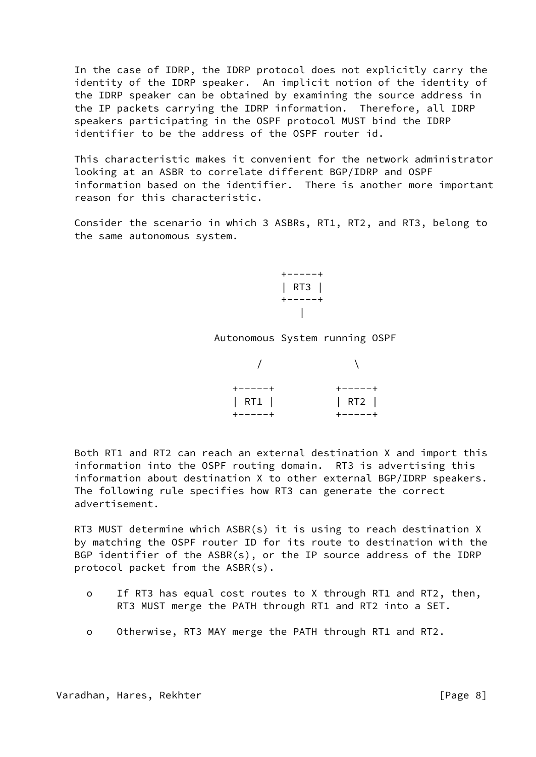In the case of IDRP, the IDRP protocol does not explicitly carry the identity of the IDRP speaker. An implicit notion of the identity of the IDRP speaker can be obtained by examining the source address in the IP packets carrying the IDRP information. Therefore, all IDRP speakers participating in the OSPF protocol MUST bind the IDRP identifier to be the address of the OSPF router id.

This characteristic makes it convenient for the network administrator looking at an ASBR to correlate different BGP/IDRP and OSPF information based on the identifier. There is another more important reason for this characteristic.

Consider the scenario in which 3 ASBRs, RT1, RT2, and RT3, belong to the same autonomous system.

```
                         +-----+
                         | RT3 |
                         +-----+
                            |

               Autonomous System running OSPF

                     /               \

                  +-----+          +-----+
                  | RT1 |          | RT2 |
                  +-----+          +-----+
```

Both RT1 and RT2 can reach an external destination X and import this information into the OSPF routing domain. RT3 is advertising this information about destination X to other external BGP/IDRP speakers. The following rule specifies how RT3 can generate the correct advertisement.

RT3 MUST determine which ASBR(s) it is using to reach destination X by matching the OSPF router ID for its route to destination with the BGP identifier of the ASBR(s), or the IP source address of the IDRP protocol packet from the ASBR(s).

- If RT3 has equal cost routes to X through RT1 and RT2, then, RT3 MUST merge the PATH through RT1 and RT2 into a SET.

- Otherwise, RT3 MAY merge the PATH through RT1 and RT2.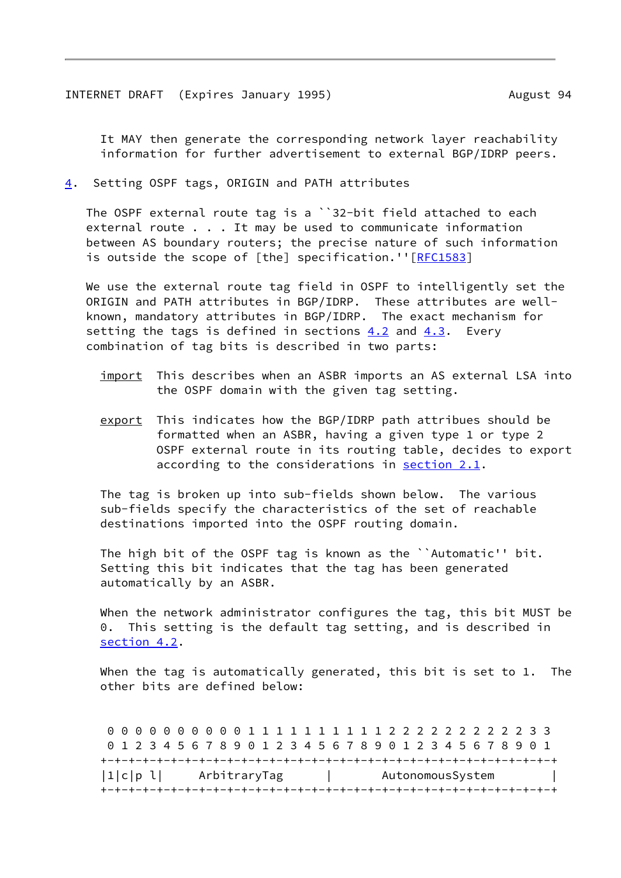It MAY then generate the corresponding network layer reachability information for further advertisement to external BGP/IDRP peers.

## 4. Setting OSPF tags, ORIGIN and PATH attributes

The OSPF external route tag is a ``32-bit field attached to each external route . . . It may be used to communicate information between AS boundary routers; the precise nature of such information is outside the scope of [the] specification.''[RFC1583]

We use the external route tag field in OSPF to intelligently set the ORIGIN and PATH attributes in BGP/IDRP. These attributes are well-known, mandatory attributes in BGP/IDRP. The exact mechanism for setting the tags is defined in sections 4.2 and 4.3. Every combination of tag bits is described in two parts:

import
: This describes when an ASBR imports an AS external LSA into the OSPF domain with the given tag setting.

export
: This indicates how the BGP/IDRP path attribues should be formatted when an ASBR, having a given type 1 or type 2 OSPF external route in its routing table, decides to export according to the considerations in section 2.1.

The tag is broken up into sub-fields shown below. The various sub-fields specify the characteristics of the set of reachable destinations imported into the OSPF routing domain.

The high bit of the OSPF tag is known as the ``Automatic'' bit. Setting this bit indicates that the tag has been generated automatically by an ASBR.

When the network administrator configures the tag, this bit MUST be 0. This setting is the default tag setting, and is described in section 4.2.

When the tag is automatically generated, this bit is set to 1. The other bits are defined below:

```
 0 0 0 0 0 0 0 0 0 0 1 1 1 1 1 1 1 1 1 1 2 2 2 2 2 2 2 2 2 2 3 3
 0 1 2 3 4 5 6 7 8 9 0 1 2 3 4 5 6 7 8 9 0 1 2 3 4 5 6 7 8 9 0 1
+-+-+-+-+-+-+-+-+-+-+-+-+-+-+-+-+-+-+-+-+-+-+-+-+-+-+-+-+-+-+-+-+
|1|c|p l|     ArbitraryTag      |       AutonomousSystem        |
+-+-+-+-+-+-+-+-+-+-+-+-+-+-+-+-+-+-+-+-+-+-+-+-+-+-+-+-+-+-+-+-+
```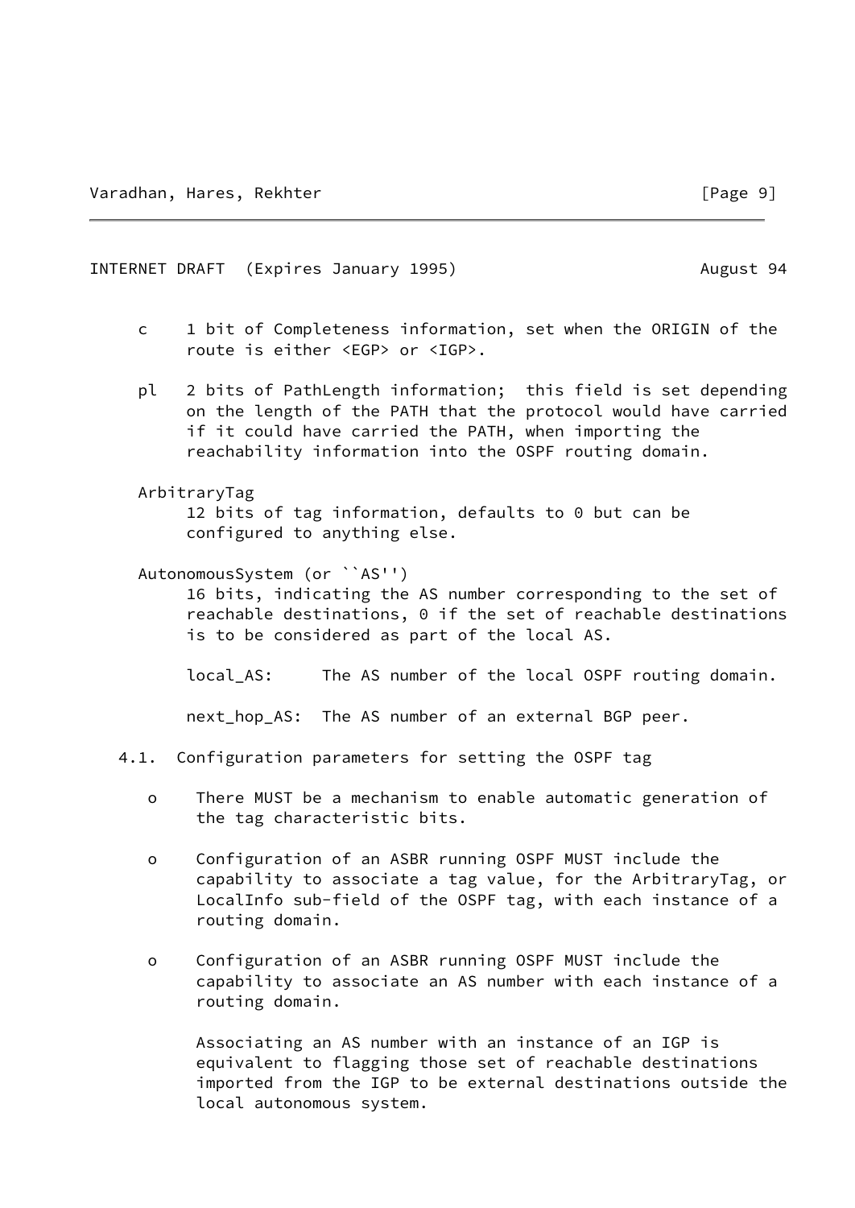c
: 1 bit of Completeness information, set when the ORIGIN of the route is either <EGP> or <IGP>.

pl
: 2 bits of PathLength information; this field is set depending on the length of the PATH that the protocol would have carried if it could have carried the PATH, when importing the reachability information into the OSPF routing domain.

ArbitraryTag
: 12 bits of tag information, defaults to 0 but can be configured to anything else.

AutonomousSystem (or ``AS'')
: 16 bits, indicating the AS number corresponding to the set of reachable destinations, 0 if the set of reachable destinations is to be considered as part of the local AS.

  local_AS: The AS number of the local OSPF routing domain.

  next_hop_AS: The AS number of an external BGP peer.

## 4.1. Configuration parameters for setting the OSPF tag

- There MUST be a mechanism to enable automatic generation of the tag characteristic bits.

- Configuration of an ASBR running OSPF MUST include the capability to associate a tag value, for the ArbitraryTag, or LocalInfo sub-field of the OSPF tag, with each instance of a routing domain.

- Configuration of an ASBR running OSPF MUST include the capability to associate an AS number with each instance of a routing domain.

  Associating an AS number with an instance of an IGP is equivalent to flagging those set of reachable destinations imported from the IGP to be external destinations outside the local autonomous system.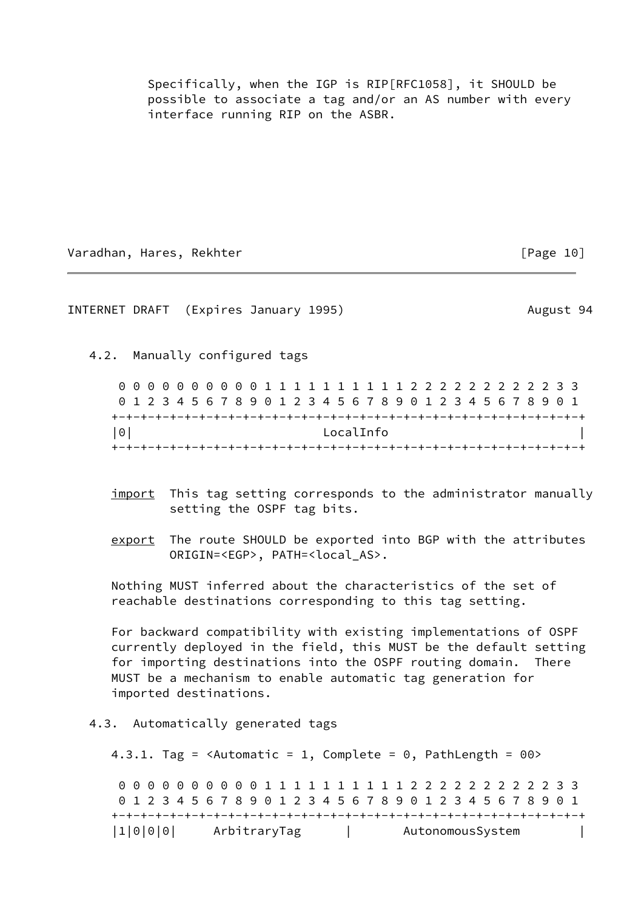Specifically, when the IGP is RIP[RFC1058], it SHOULD be possible to associate a tag and/or an AS number with every interface running RIP on the ASBR.

## 4.2. Manually configured tags

```
 0 0 0 0 0 0 0 0 0 0 1 1 1 1 1 1 1 1 1 1 2 2 2 2 2 2 2 2 2 2 3 3
 0 1 2 3 4 5 6 7 8 9 0 1 2 3 4 5 6 7 8 9 0 1 2 3 4 5 6 7 8 9 0 1
+-+-+-+-+-+-+-+-+-+-+-+-+-+-+-+-+-+-+-+-+-+-+-+-+-+-+-+-+-+-+-+-+
|0|                           LocalInfo                         |
+-+-+-+-+-+-+-+-+-+-+-+-+-+-+-+-+-+-+-+-+-+-+-+-+-+-+-+-+-+-+-+-+
```

import  This tag setting corresponds to the administrator manually setting the OSPF tag bits.

export  The route SHOULD be exported into BGP with the attributes ORIGIN=<EGP>, PATH=<local_AS>.

Nothing MUST inferred about the characteristics of the set of reachable destinations corresponding to this tag setting.

For backward compatibility with existing implementations of OSPF currently deployed in the field, this MUST be the default setting for importing destinations into the OSPF routing domain.  There MUST be a mechanism to enable automatic tag generation for imported destinations.

## 4.3. Automatically generated tags

### 4.3.1. Tag = <Automatic = 1, Complete = 0, PathLength = 00>

```
 0 0 0 0 0 0 0 0 0 0 1 1 1 1 1 1 1 1 1 1 2 2 2 2 2 2 2 2 2 2 3 3
 0 1 2 3 4 5 6 7 8 9 0 1 2 3 4 5 6 7 8 9 0 1 2 3 4 5 6 7 8 9 0 1
+-+-+-+-+-+-+-+-+-+-+-+-+-+-+-+-+-+-+-+-+-+-+-+-+-+-+-+-+-+-+-+-+
|1|0|0|0|     ArbitraryTag      |       AutonomousSystem        |
```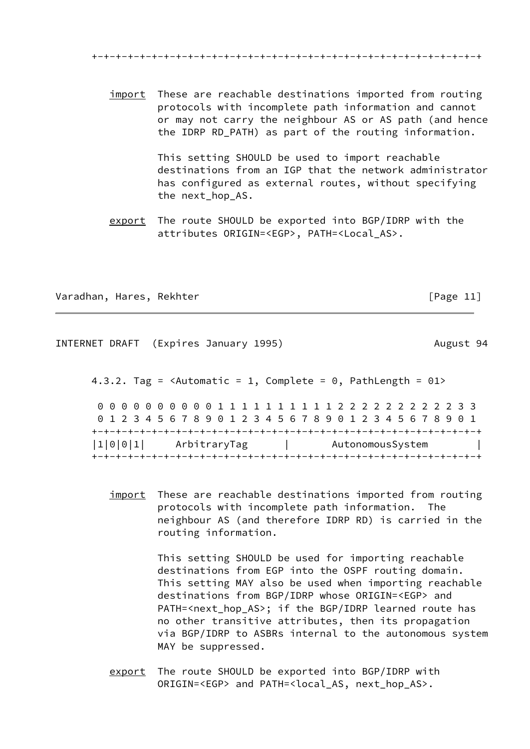```
+-+-+-+-+-+-+-+-+-+-+-+-+-+-+-+-+-+-+-+-+-+-+-+-+-+-+-+-+-+-+-+-+
```

import These are reachable destinations imported from routing protocols with incomplete path information and cannot or may not carry the neighbour AS or AS path (and hence the IDRP RD_PATH) as part of the routing information.

This setting SHOULD be used to import reachable destinations from an IGP that the network administrator has configured as external routes, without specifying the next_hop_AS.

export The route SHOULD be exported into BGP/IDRP with the attributes ORIGIN=<EGP>, PATH=<Local_AS>.

### 4.3.2. Tag = <Automatic = 1, Complete = 0, PathLength = 01>

```
 0 0 0 0 0 0 0 0 0 0 1 1 1 1 1 1 1 1 1 1 2 2 2 2 2 2 2 2 2 2 3 3
 0 1 2 3 4 5 6 7 8 9 0 1 2 3 4 5 6 7 8 9 0 1 2 3 4 5 6 7 8 9 0 1
+-+-+-+-+-+-+-+-+-+-+-+-+-+-+-+-+-+-+-+-+-+-+-+-+-+-+-+-+-+-+-+-+
|1|0|0|1|     ArbitraryTag      |       AutonomousSystem        |
+-+-+-+-+-+-+-+-+-+-+-+-+-+-+-+-+-+-+-+-+-+-+-+-+-+-+-+-+-+-+-+-+
```

import These are reachable destinations imported from routing protocols with incomplete path information. The neighbour AS (and therefore IDRP RD) is carried in the routing information.

This setting SHOULD be used for importing reachable destinations from EGP into the OSPF routing domain. This setting MAY also be used when importing reachable destinations from BGP/IDRP whose ORIGIN=<EGP> and PATH=<next_hop_AS>; if the BGP/IDRP learned route has no other transitive attributes, then its propagation via BGP/IDRP to ASBRs internal to the autonomous system MAY be suppressed.

export The route SHOULD be exported into BGP/IDRP with ORIGIN=<EGP> and PATH=<local_AS, next_hop_AS>.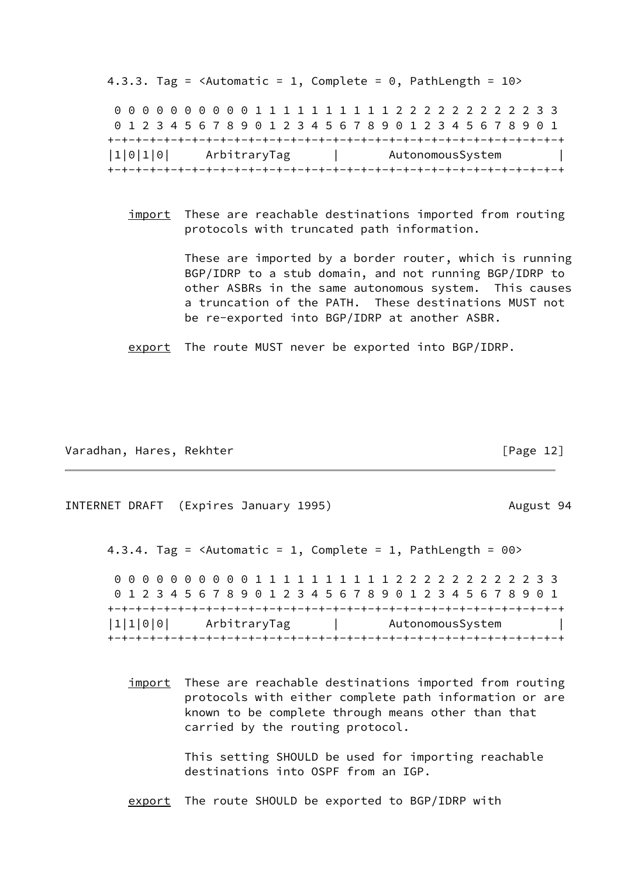### 4.3.3. Tag = <Automatic = 1, Complete = 0, PathLength = 10>

```
 0 0 0 0 0 0 0 0 0 0 1 1 1 1 1 1 1 1 1 1 2 2 2 2 2 2 2 2 2 2 3 3
 0 1 2 3 4 5 6 7 8 9 0 1 2 3 4 5 6 7 8 9 0 1 2 3 4 5 6 7 8 9 0 1
+-+-+-+-+-+-+-+-+-+-+-+-+-+-+-+-+-+-+-+-+-+-+-+-+-+-+-+-+-+-+-+-+
|1|0|1|0|     ArbitraryTag      |       AutonomousSystem        |
+-+-+-+-+-+-+-+-+-+-+-+-+-+-+-+-+-+-+-+-+-+-+-+-+-+-+-+-+-+-+-+-+
```

import: These are reachable destinations imported from routing protocols with truncated path information.

These are imported by a border router, which is running BGP/IDRP to a stub domain, and not running BGP/IDRP to other ASBRs in the same autonomous system. This causes a truncation of the PATH. These destinations MUST not be re-exported into BGP/IDRP at another ASBR.

export: The route MUST never be exported into BGP/IDRP.

### 4.3.4. Tag = <Automatic = 1, Complete = 1, PathLength = 00>

```
 0 0 0 0 0 0 0 0 0 0 1 1 1 1 1 1 1 1 1 1 2 2 2 2 2 2 2 2 2 2 3 3
 0 1 2 3 4 5 6 7 8 9 0 1 2 3 4 5 6 7 8 9 0 1 2 3 4 5 6 7 8 9 0 1
+-+-+-+-+-+-+-+-+-+-+-+-+-+-+-+-+-+-+-+-+-+-+-+-+-+-+-+-+-+-+-+-+
|1|1|0|0|     ArbitraryTag      |       AutonomousSystem        |
+-+-+-+-+-+-+-+-+-+-+-+-+-+-+-+-+-+-+-+-+-+-+-+-+-+-+-+-+-+-+-+-+
```

import: These are reachable destinations imported from routing protocols with either complete path information or are known to be complete through means other than that carried by the routing protocol.

This setting SHOULD be used for importing reachable destinations into OSPF from an IGP.

export: The route SHOULD be exported to BGP/IDRP with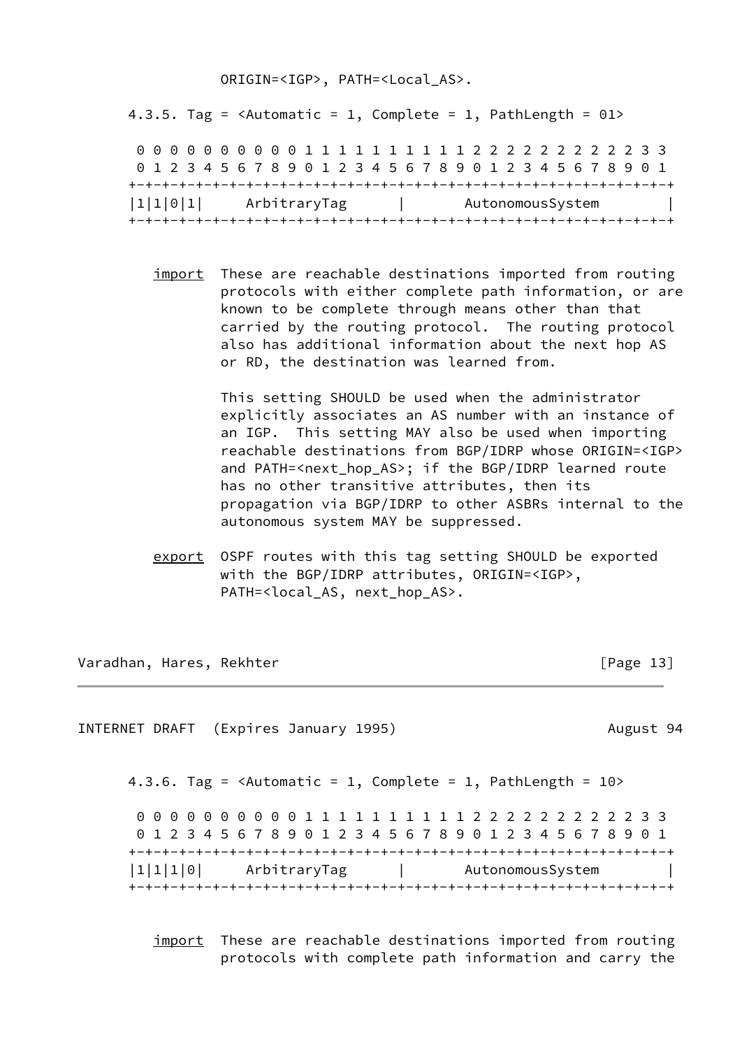ORIGIN=<IGP>, PATH=<Local_AS>.

#### 4.3.5. Tag = <Automatic = 1, Complete = 1, PathLength = 01>

```
 0 0 0 0 0 0 0 0 0 0 1 1 1 1 1 1 1 1 1 1 2 2 2 2 2 2 2 2 2 2 3 3
 0 1 2 3 4 5 6 7 8 9 0 1 2 3 4 5 6 7 8 9 0 1 2 3 4 5 6 7 8 9 0 1
+-+-+-+-+-+-+-+-+-+-+-+-+-+-+-+-+-+-+-+-+-+-+-+-+-+-+-+-+-+-+-+-+
|1|1|0|1|     ArbitraryTag      |       AutonomousSystem        |
+-+-+-+-+-+-+-+-+-+-+-+-+-+-+-+-+-+-+-+-+-+-+-+-+-+-+-+-+-+-+-+-+
```

**import** These are reachable destinations imported from routing protocols with either complete path information, or are known to be complete through means other than that carried by the routing protocol. The routing protocol also has additional information about the next hop AS or RD, the destination was learned from.

This setting SHOULD be used when the administrator explicitly associates an AS number with an instance of an IGP. This setting MAY also be used when importing reachable destinations from BGP/IDRP whose ORIGIN=<IGP> and PATH=<next_hop_AS>; if the BGP/IDRP learned route has no other transitive attributes, then its propagation via BGP/IDRP to other ASBRs internal to the autonomous system MAY be suppressed.

**export** OSPF routes with this tag setting SHOULD be exported with the BGP/IDRP attributes, ORIGIN=<IGP>, PATH=<local_AS, next_hop_AS>.

#### 4.3.6. Tag = <Automatic = 1, Complete = 1, PathLength = 10>

```
 0 0 0 0 0 0 0 0 0 0 1 1 1 1 1 1 1 1 1 1 2 2 2 2 2 2 2 2 2 2 3 3
 0 1 2 3 4 5 6 7 8 9 0 1 2 3 4 5 6 7 8 9 0 1 2 3 4 5 6 7 8 9 0 1
+-+-+-+-+-+-+-+-+-+-+-+-+-+-+-+-+-+-+-+-+-+-+-+-+-+-+-+-+-+-+-+-+
|1|1|1|0|     ArbitraryTag      |       AutonomousSystem        |
+-+-+-+-+-+-+-+-+-+-+-+-+-+-+-+-+-+-+-+-+-+-+-+-+-+-+-+-+-+-+-+-+
```

**import** These are reachable destinations imported from routing protocols with complete path information and carry the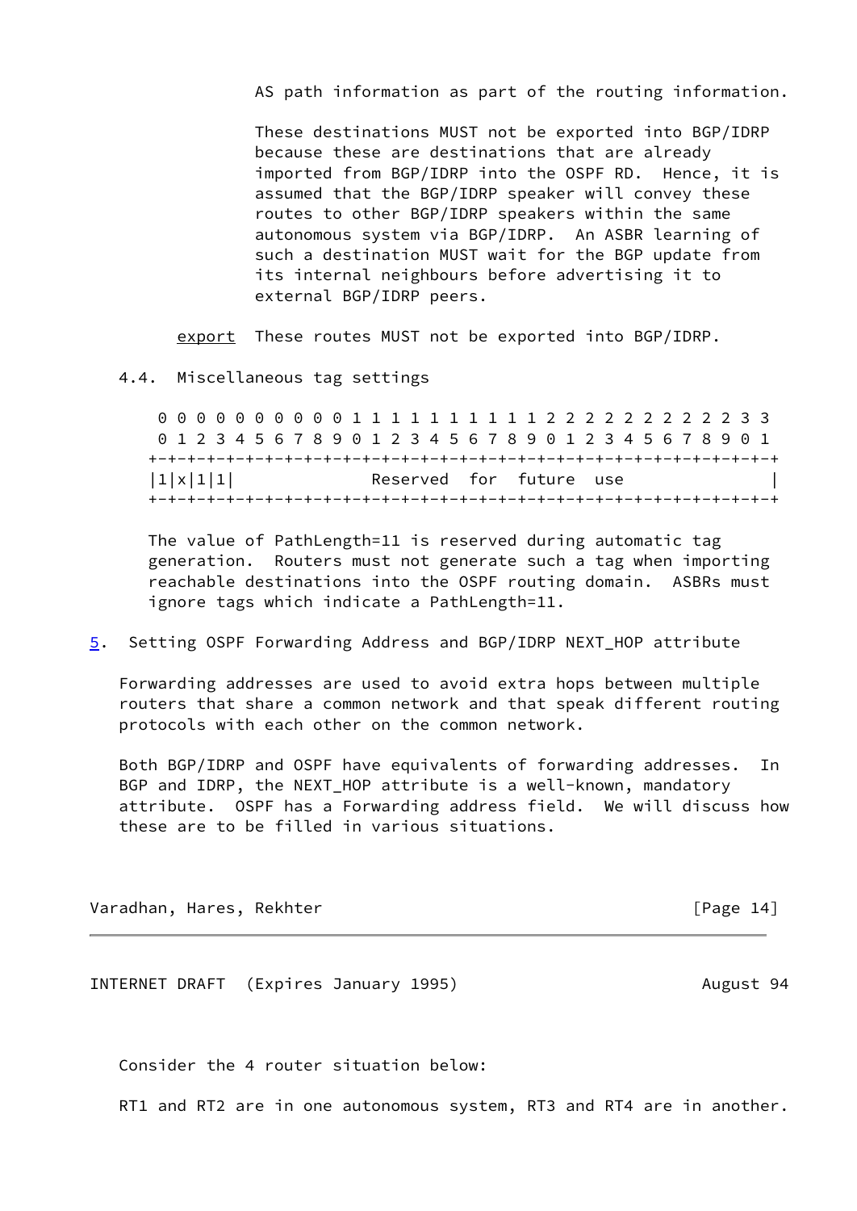AS path information as part of the routing information.

These destinations MUST not be exported into BGP/IDRP because these are destinations that are already imported from BGP/IDRP into the OSPF RD. Hence, it is assumed that the BGP/IDRP speaker will convey these routes to other BGP/IDRP speakers within the same autonomous system via BGP/IDRP. An ASBR learning of such a destination MUST wait for the BGP update from its internal neighbours before advertising it to external BGP/IDRP peers.

export  These routes MUST not be exported into BGP/IDRP.

### 4.4. Miscellaneous tag settings

```
 0 0 0 0 0 0 0 0 0 0 1 1 1 1 1 1 1 1 1 1 2 2 2 2 2 2 2 2 2 2 3 3
 0 1 2 3 4 5 6 7 8 9 0 1 2 3 4 5 6 7 8 9 0 1 2 3 4 5 6 7 8 9 0 1
+-+-+-+-+-+-+-+-+-+-+-+-+-+-+-+-+-+-+-+-+-+-+-+-+-+-+-+-+-+-+-+-+
|1|x|1|1|              Reserved  for  future  use                |
+-+-+-+-+-+-+-+-+-+-+-+-+-+-+-+-+-+-+-+-+-+-+-+-+-+-+-+-+-+-+-+-+
```

The value of PathLength=11 is reserved during automatic tag generation. Routers must not generate such a tag when importing reachable destinations into the OSPF routing domain. ASBRs must ignore tags which indicate a PathLength=11.

## 5. Setting OSPF Forwarding Address and BGP/IDRP NEXT_HOP attribute

Forwarding addresses are used to avoid extra hops between multiple routers that share a common network and that speak different routing protocols with each other on the common network.

Both BGP/IDRP and OSPF have equivalents of forwarding addresses. In BGP and IDRP, the NEXT_HOP attribute is a well-known, mandatory attribute. OSPF has a Forwarding address field. We will discuss how these are to be filled in various situations.

Consider the 4 router situation below:

RT1 and RT2 are in one autonomous system, RT3 and RT4 are in another.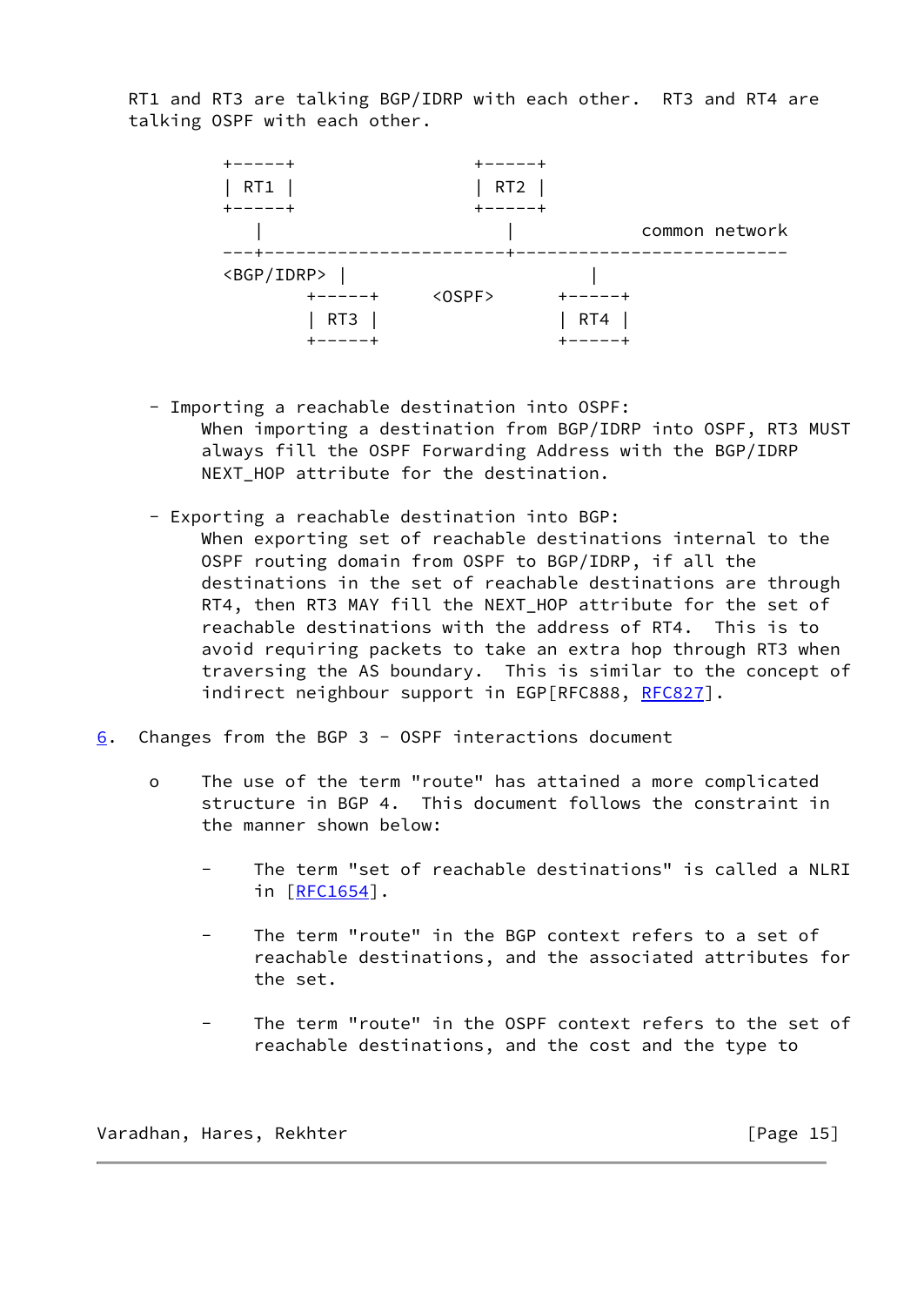RT1 and RT3 are talking BGP/IDRP with each other. RT3 and RT4 are talking OSPF with each other.

```
+-----+                 +-----+
| RT1 |                 | RT2 |
+-----+                 +-----+
   |                       |           common network
---+-----------------------+--------------------------
<BGP/IDRP> |                       |
        +-----+      <OSPF>      +-----+
        | RT3 |                  | RT4 |
        +-----+                  +-----+
```

- Importing a reachable destination into OSPF:
  When importing a destination from BGP/IDRP into OSPF, RT3 MUST always fill the OSPF Forwarding Address with the BGP/IDRP NEXT_HOP attribute for the destination.

- Exporting a reachable destination into BGP:
  When exporting set of reachable destinations internal to the OSPF routing domain from OSPF to BGP/IDRP, if all the destinations in the set of reachable destinations are through RT4, then RT3 MAY fill the NEXT_HOP attribute for the set of reachable destinations with the address of RT4. This is to avoid requiring packets to take an extra hop through RT3 when traversing the AS boundary. This is similar to the concept of indirect neighbour support in EGP[RFC888, RFC827].

## 6. Changes from the BGP 3 - OSPF interactions document

o The use of the term "route" has attained a more complicated structure in BGP 4. This document follows the constraint in the manner shown below:

  - The term "set of reachable destinations" is called a NLRI in [RFC1654].

  - The term "route" in the BGP context refers to a set of reachable destinations, and the associated attributes for the set.

  - The term "route" in the OSPF context refers to the set of reachable destinations, and the cost and the type to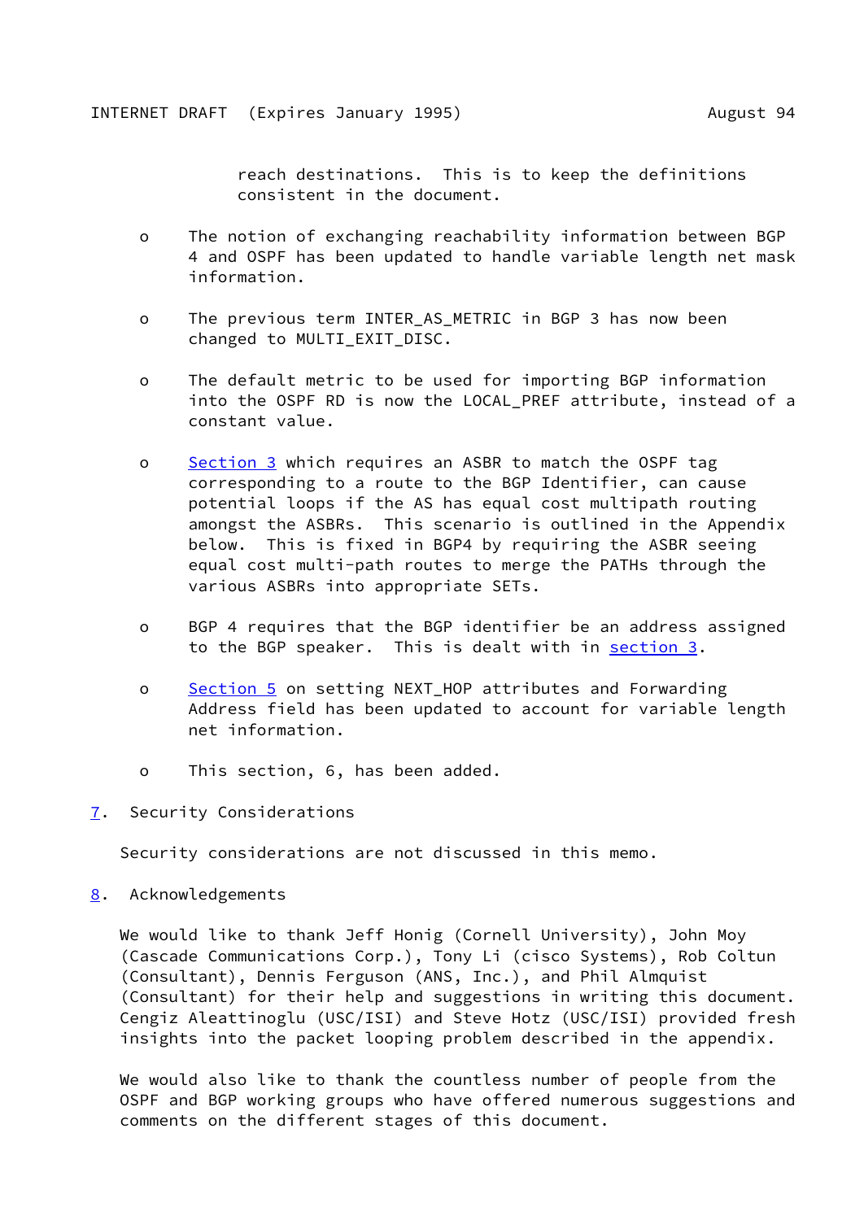reach destinations. This is to keep the definitions consistent in the document.

- The notion of exchanging reachability information between BGP 4 and OSPF has been updated to handle variable length net mask information.

- The previous term INTER_AS_METRIC in BGP 3 has now been changed to MULTI_EXIT_DISC.

- The default metric to be used for importing BGP information into the OSPF RD is now the LOCAL_PREF attribute, instead of a constant value.

- Section 3 which requires an ASBR to match the OSPF tag corresponding to a route to the BGP Identifier, can cause potential loops if the AS has equal cost multipath routing amongst the ASBRs. This scenario is outlined in the Appendix below. This is fixed in BGP4 by requiring the ASBR seeing equal cost multi-path routes to merge the PATHs through the various ASBRs into appropriate SETs.

- BGP 4 requires that the BGP identifier be an address assigned to the BGP speaker. This is dealt with in section 3.

- Section 5 on setting NEXT_HOP attributes and Forwarding Address field has been updated to account for variable length net information.

- This section, 6, has been added.

## 7. Security Considerations

Security considerations are not discussed in this memo.

## 8. Acknowledgements

We would like to thank Jeff Honig (Cornell University), John Moy (Cascade Communications Corp.), Tony Li (cisco Systems), Rob Coltun (Consultant), Dennis Ferguson (ANS, Inc.), and Phil Almquist (Consultant) for their help and suggestions in writing this document. Cengiz Aleattinoglu (USC/ISI) and Steve Hotz (USC/ISI) provided fresh insights into the packet looping problem described in the appendix.

We would also like to thank the countless number of people from the OSPF and BGP working groups who have offered numerous suggestions and comments on the different stages of this document.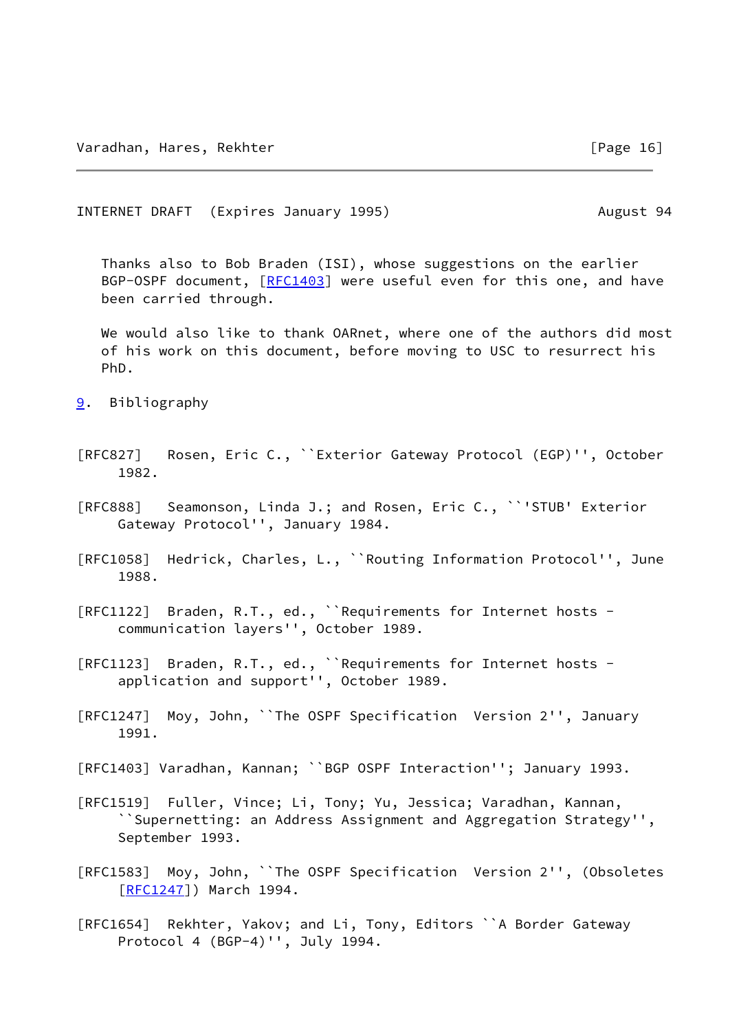Thanks also to Bob Braden (ISI), whose suggestions on the earlier BGP-OSPF document, [RFC1403] were useful even for this one, and have been carried through.

We would also like to thank OARnet, where one of the authors did most of his work on this document, before moving to USC to resurrect his PhD.

## 9. Bibliography

[RFC827] Rosen, Eric C., ``Exterior Gateway Protocol (EGP)'', October 1982.

[RFC888] Seamonson, Linda J.; and Rosen, Eric C., ``'STUB' Exterior Gateway Protocol'', January 1984.

[RFC1058] Hedrick, Charles, L., ``Routing Information Protocol'', June 1988.

[RFC1122] Braden, R.T., ed., ``Requirements for Internet hosts - communication layers'', October 1989.

[RFC1123] Braden, R.T., ed., ``Requirements for Internet hosts - application and support'', October 1989.

[RFC1247] Moy, John, ``The OSPF Specification Version 2'', January 1991.

[RFC1403] Varadhan, Kannan; ``BGP OSPF Interaction''; January 1993.

[RFC1519] Fuller, Vince; Li, Tony; Yu, Jessica; Varadhan, Kannan, ``Supernetting: an Address Assignment and Aggregation Strategy'', September 1993.

[RFC1583] Moy, John, ``The OSPF Specification Version 2'', (Obsoletes [RFC1247]) March 1994.

[RFC1654] Rekhter, Yakov; and Li, Tony, Editors ``A Border Gateway Protocol 4 (BGP-4)'', July 1994.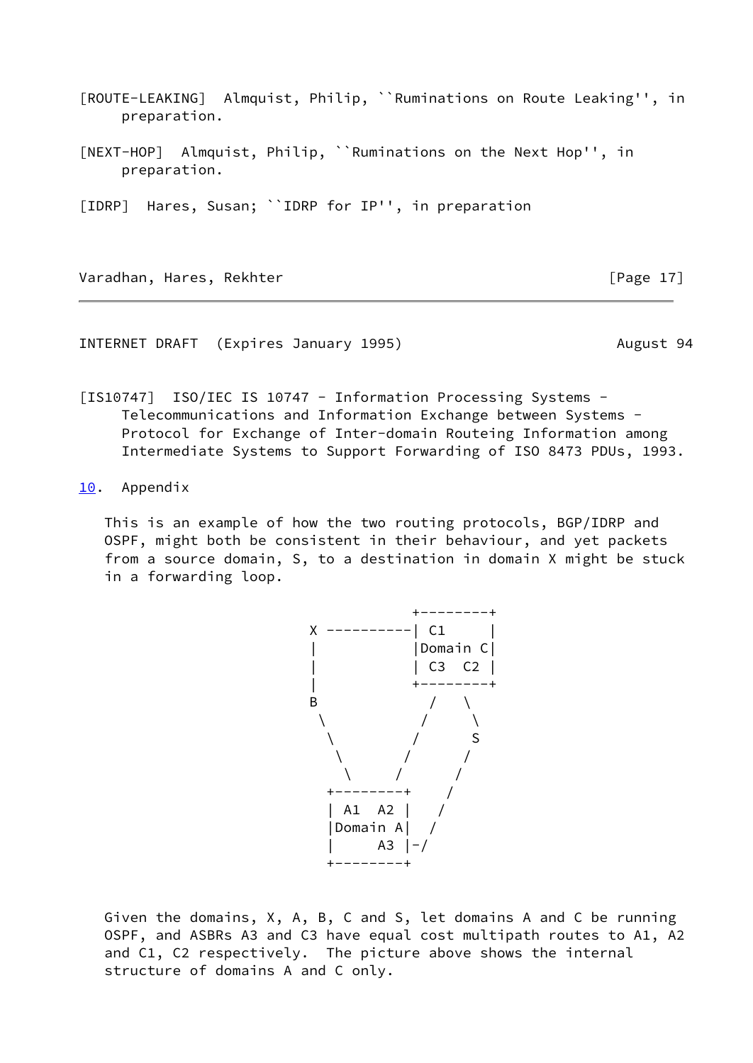[ROUTE-LEAKING] Almquist, Philip, ``Ruminations on Route Leaking'', in preparation.

[NEXT-HOP] Almquist, Philip, ``Ruminations on the Next Hop'', in preparation.

[IDRP] Hares, Susan; ``IDRP for IP'', in preparation

[IS10747] ISO/IEC IS 10747 - Information Processing Systems - Telecommunications and Information Exchange between Systems - Protocol for Exchange of Inter-domain Routeing Information among Intermediate Systems to Support Forwarding of ISO 8473 PDUs, 1993.

## 10. Appendix

This is an example of how the two routing protocols, BGP/IDRP and OSPF, might both be consistent in their behaviour, and yet packets from a source domain, S, to a destination in domain X might be stuck in a forwarding loop.

```
                 +--------+
      X ----------| C1     |
      |           |Domain C|
      |           | C3  C2 |
      |           +--------+
      B             /   \
       \           /     \
        \         /       S
         \       /       /
          \     /       /
        +--------+     /
        | A1  A2 |    /
        |Domain A|   /
        |     A3 |-/
        +--------+
```

Given the domains, X, A, B, C and S, let domains A and C be running OSPF, and ASBRs A3 and C3 have equal cost multipath routes to A1, A2 and C1, C2 respectively. The picture above shows the internal structure of domains A and C only.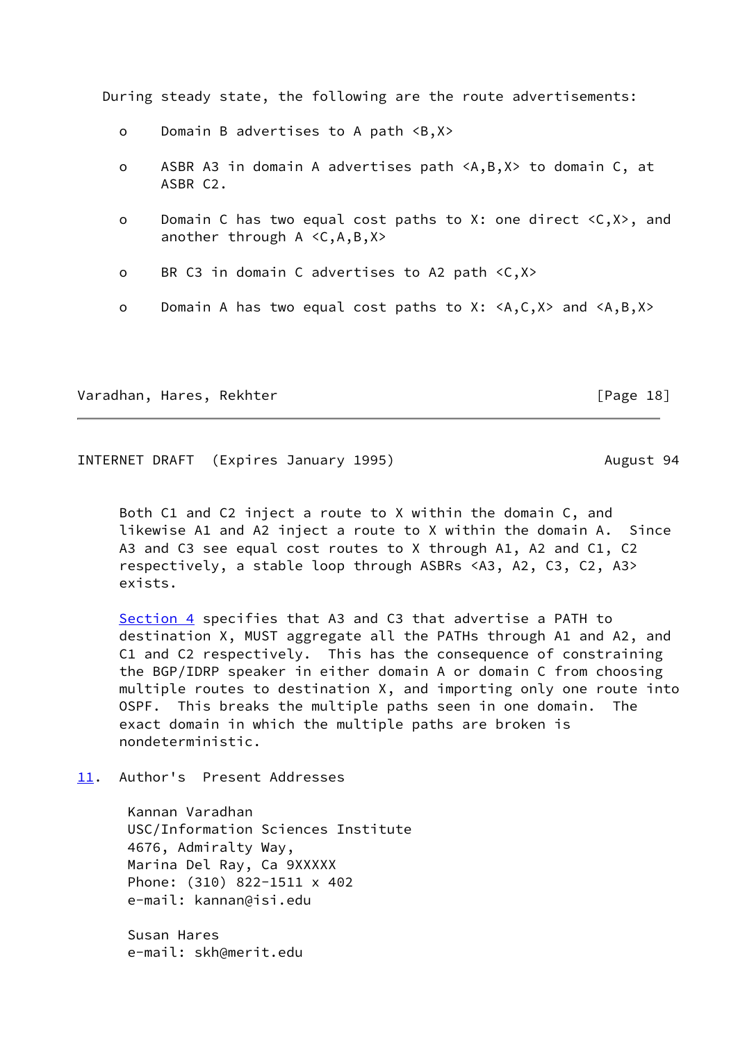During steady state, the following are the route advertisements:

- Domain B advertises to A path <B,X>
- ASBR A3 in domain A advertises path <A,B,X> to domain C, at ASBR C2.
- Domain C has two equal cost paths to X: one direct <C,X>, and another through A <C,A,B,X>
- BR C3 in domain C advertises to A2 path <C,X>
- Domain A has two equal cost paths to X: <A,C,X> and <A,B,X>

Both C1 and C2 inject a route to X within the domain C, and likewise A1 and A2 inject a route to X within the domain A. Since A3 and C3 see equal cost routes to X through A1, A2 and C1, C2 respectively, a stable loop through ASBRs <A3, A2, C3, C2, A3> exists.

Section 4 specifies that A3 and C3 that advertise a PATH to destination X, MUST aggregate all the PATHs through A1 and A2, and C1 and C2 respectively. This has the consequence of constraining the BGP/IDRP speaker in either domain A or domain C from choosing multiple routes to destination X, and importing only one route into OSPF. This breaks the multiple paths seen in one domain. The exact domain in which the multiple paths are broken is nondeterministic.

## 11. Author's Present Addresses

Kannan Varadhan
USC/Information Sciences Institute
4676, Admiralty Way,
Marina Del Ray, Ca 9XXXXX
Phone: (310) 822-1511 x 402
e-mail: kannan@isi.edu

Susan Hares
e-mail: skh@merit.edu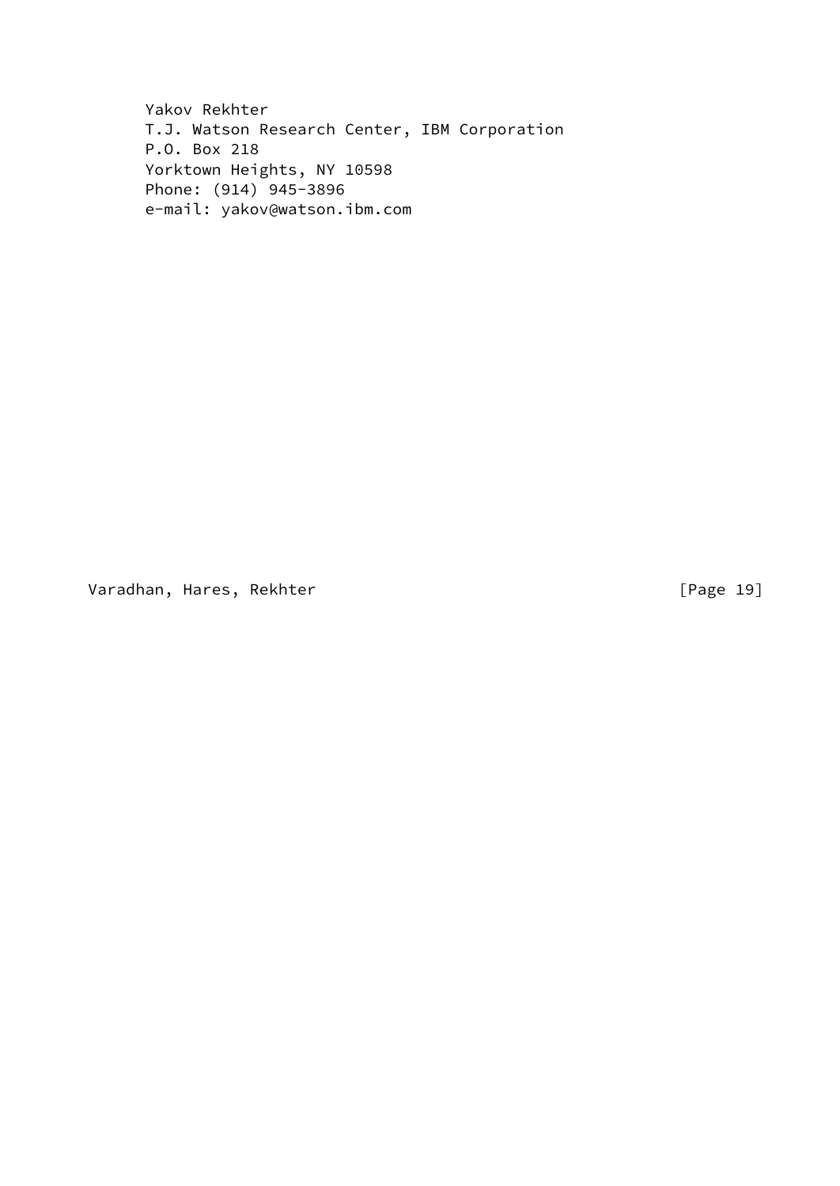Yakov Rekhter
T.J. Watson Research Center, IBM Corporation
P.O. Box 218
Yorktown Heights, NY 10598
Phone: (914) 945-3896
e-mail: yakov@watson.ibm.com